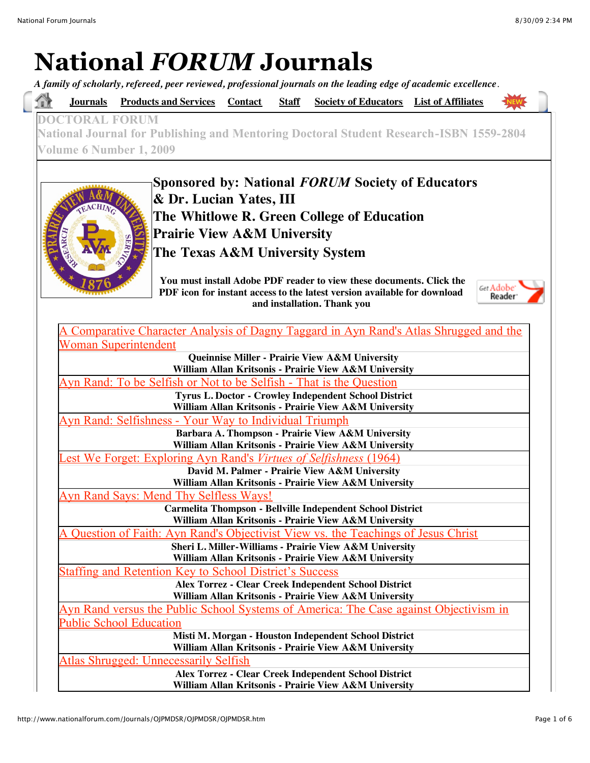# National *FORUM* Journals

*A family of scholarly, refereed, peer reviewed, professional journals on the leading edge of academic excellence.*

Journals | Products and Services | Contact | Staff | Society of Educators | List of Affiliates

**DOCTORAL FORUM**
**National Journal for Publishing and Mentoring Doctoral Student Research-ISBN 1559-2804**
**Volume 6 Number 1, 2009**

**Sponsored by: National *FORUM* Society of Educators**
**& Dr. Lucian Yates, III**
**The Whitlowe R. Green College of Education**
**Prairie View A&M University**
**The Texas A&M University System**

**You must install Adobe PDF reader to view these documents. Click the PDF icon for instant access to the latest version available for download and installation. Thank you**

A Comparative Character Analysis of Dagny Taggard in Ayn Rand's Atlas Shrugged and the Woman Superintendent
**Queinnise Miller - Prairie View A&M University**
**William Allan Kritsonis - Prairie View A&M University**

Ayn Rand: To be Selfish or Not to be Selfish - That is the Question
**Tyrus L. Doctor - Crowley Independent School District**
**William Allan Kritsonis - Prairie View A&M University**

Ayn Rand: Selfishness - Your Way to Individual Triumph
**Barbara A. Thompson - Prairie View A&M University**
**William Allan Kritsonis - Prairie View A&M University**

Lest We Forget: Exploring Ayn Rand's *Virtues of Selfishness* (1964)
**David M. Palmer - Prairie View A&M University**
**William Allan Kritsonis - Prairie View A&M University**

Ayn Rand Says: Mend Thy Selfless Ways!
**Carmelita Thompson - Bellville Independent School District**
**William Allan Kritsonis - Prairie View A&M University**

A Question of Faith: Ayn Rand's Objectivist View vs. the Teachings of Jesus Christ
**Sheri L. Miller-Williams - Prairie View A&M University**
**William Allan Kritsonis - Prairie View A&M University**

Staffing and Retention Key to School District's Success
**Alex Torrez - Clear Creek Independent School District**
**William Allan Kritsonis - Prairie View A&M University**

Ayn Rand versus the Public School Systems of America: The Case against Objectivism in Public School Education
**Misti M. Morgan - Houston Independent School District**
**William Allan Kritsonis - Prairie View A&M University**

Atlas Shrugged: Unnecessarily Selfish
**Alex Torrez - Clear Creek Independent School District**
**William Allan Kritsonis - Prairie View A&M University**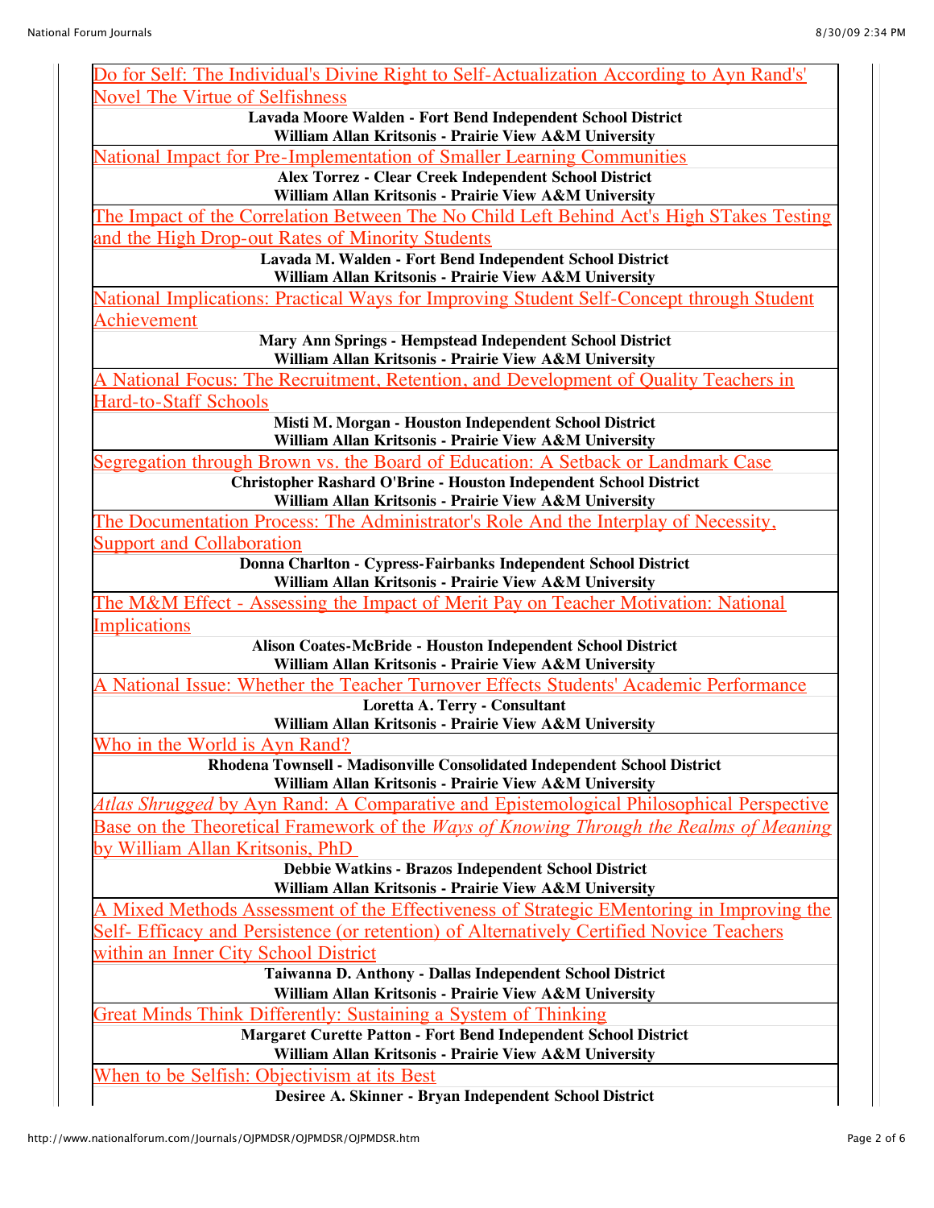Do for Self: The Individual's Divine Right to Self-Actualization According to Ayn Rand's' Novel The Virtue of Selfishness

**Lavada Moore Walden - Fort Bend Independent School District**
**William Allan Kritsonis - Prairie View A&M University**

National Impact for Pre-Implementation of Smaller Learning Communities

**Alex Torrez - Clear Creek Independent School District**
**William Allan Kritsonis - Prairie View A&M University**

The Impact of the Correlation Between The No Child Left Behind Act's High STakes Testing and the High Drop-out Rates of Minority Students

**Lavada M. Walden - Fort Bend Independent School District**
**William Allan Kritsonis - Prairie View A&M University**

National Implications: Practical Ways for Improving Student Self-Concept through Student Achievement

**Mary Ann Springs - Hempstead Independent School District**
**William Allan Kritsonis - Prairie View A&M University**

A National Focus: The Recruitment, Retention, and Development of Quality Teachers in Hard-to-Staff Schools

**Misti M. Morgan - Houston Independent School District**
**William Allan Kritsonis - Prairie View A&M University**

Segregation through Brown vs. the Board of Education: A Setback or Landmark Case

**Christopher Rashard O'Brine - Houston Independent School District**
**William Allan Kritsonis - Prairie View A&M University**

The Documentation Process: The Administrator's Role And the Interplay of Necessity, Support and Collaboration

**Donna Charlton - Cypress-Fairbanks Independent School District**
**William Allan Kritsonis - Prairie View A&M University**

The M&M Effect - Assessing the Impact of Merit Pay on Teacher Motivation: National Implications

**Alison Coates-McBride - Houston Independent School District**
**William Allan Kritsonis - Prairie View A&M University**

A National Issue: Whether the Teacher Turnover Effects Students' Academic Performance

**Loretta A. Terry - Consultant**
**William Allan Kritsonis - Prairie View A&M University**

Who in the World is Ayn Rand?

**Rhodena Townsell - Madisonville Consolidated Independent School District**
**William Allan Kritsonis - Prairie View A&M University**

*Atlas Shrugged* by Ayn Rand: A Comparative and Epistemological Philosophical Perspective Base on the Theoretical Framework of the *Ways of Knowing Through the Realms of Meaning* by William Allan Kritsonis, PhD

**Debbie Watkins - Brazos Independent School District**
**William Allan Kritsonis - Prairie View A&M University**

A Mixed Methods Assessment of the Effectiveness of Strategic EMentoring in Improving the Self- Efficacy and Persistence (or retention) of Alternatively Certified Novice Teachers within an Inner City School District

**Taiwanna D. Anthony - Dallas Independent School District**
**William Allan Kritsonis - Prairie View A&M University**

Great Minds Think Differently: Sustaining a System of Thinking

**Margaret Curette Patton - Fort Bend Independent School District**
**William Allan Kritsonis - Prairie View A&M University**

When to be Selfish: Objectivism at its Best

**Desiree A. Skinner - Bryan Independent School District**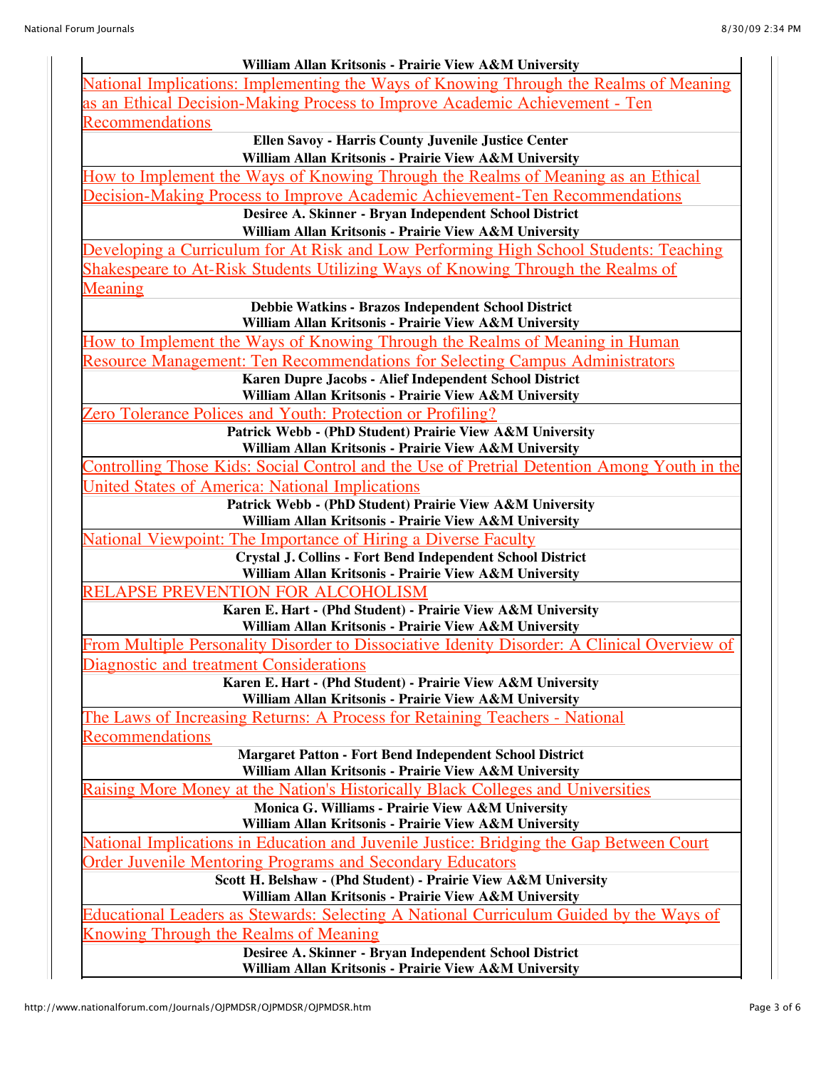**William Allan Kritsonis - Prairie View A&M University**

National Implications: Implementing the Ways of Knowing Through the Realms of Meaning as an Ethical Decision-Making Process to Improve Academic Achievement - Ten Recommendations

**Ellen Savoy - Harris County Juvenile Justice Center**
**William Allan Kritsonis - Prairie View A&M University**

How to Implement the Ways of Knowing Through the Realms of Meaning as an Ethical Decision-Making Process to Improve Academic Achievement-Ten Recommendations

**Desiree A. Skinner - Bryan Independent School District**
**William Allan Kritsonis - Prairie View A&M University**

Developing a Curriculum for At Risk and Low Performing High School Students: Teaching Shakespeare to At-Risk Students Utilizing Ways of Knowing Through the Realms of Meaning

**Debbie Watkins - Brazos Independent School District**
**William Allan Kritsonis - Prairie View A&M University**

How to Implement the Ways of Knowing Through the Realms of Meaning in Human Resource Management: Ten Recommendations for Selecting Campus Administrators

**Karen Dupre Jacobs - Alief Independent School District**
**William Allan Kritsonis - Prairie View A&M University**

Zero Tolerance Polices and Youth: Protection or Profiling?

**Patrick Webb - (PhD Student) Prairie View A&M University**
**William Allan Kritsonis - Prairie View A&M University**

Controlling Those Kids: Social Control and the Use of Pretrial Detention Among Youth in the United States of America: National Implications

**Patrick Webb - (PhD Student) Prairie View A&M University**
**William Allan Kritsonis - Prairie View A&M University**

National Viewpoint: The Importance of Hiring a Diverse Faculty

**Crystal J. Collins - Fort Bend Independent School District**
**William Allan Kritsonis - Prairie View A&M University**

RELAPSE PREVENTION FOR ALCOHOLISM

**Karen E. Hart - (Phd Student) - Prairie View A&M University**
**William Allan Kritsonis - Prairie View A&M University**

From Multiple Personality Disorder to Dissociative Idenity Disorder: A Clinical Overview of Diagnostic and treatment Considerations

**Karen E. Hart - (Phd Student) - Prairie View A&M University**
**William Allan Kritsonis - Prairie View A&M University**

The Laws of Increasing Returns: A Process for Retaining Teachers - National Recommendations

**Margaret Patton - Fort Bend Independent School District**
**William Allan Kritsonis - Prairie View A&M University**

Raising More Money at the Nation's Historically Black Colleges and Universities

**Monica G. Williams - Prairie View A&M University**
**William Allan Kritsonis - Prairie View A&M University**

National Implications in Education and Juvenile Justice: Bridging the Gap Between Court Order Juvenile Mentoring Programs and Secondary Educators

**Scott H. Belshaw - (Phd Student) - Prairie View A&M University**
**William Allan Kritsonis - Prairie View A&M University**

Educational Leaders as Stewards: Selecting A National Curriculum Guided by the Ways of Knowing Through the Realms of Meaning

**Desiree A. Skinner - Bryan Independent School District**
**William Allan Kritsonis - Prairie View A&M University**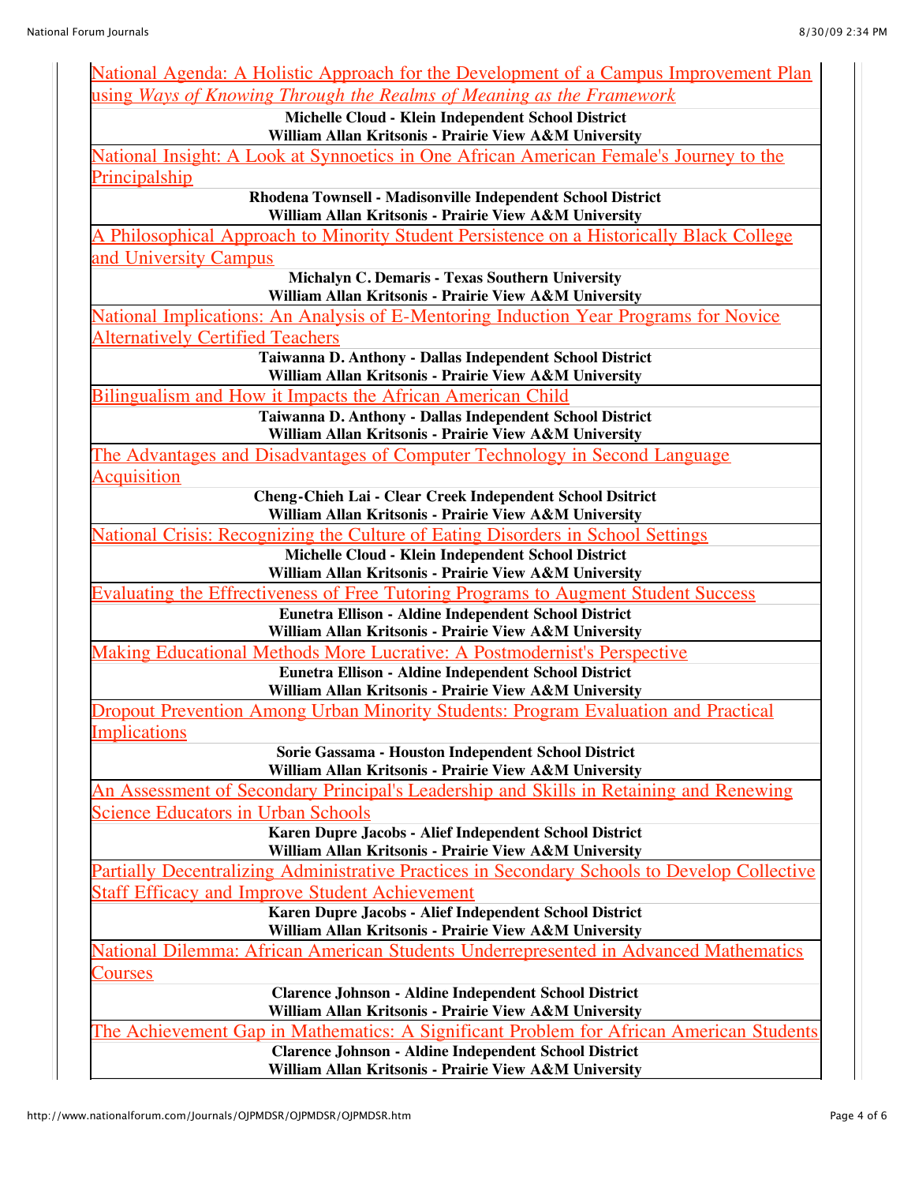National Agenda: A Holistic Approach for the Development of a Campus Improvement Plan using *Ways of Knowing Through the Realms of Meaning as the Framework*

**Michelle Cloud - Klein Independent School District**
**William Allan Kritsonis - Prairie View A&M University**

National Insight: A Look at Synnoetics in One African American Female's Journey to the Principalship

**Rhodena Townsell - Madisonville Independent School District**
**William Allan Kritsonis - Prairie View A&M University**

A Philosophical Approach to Minority Student Persistence on a Historically Black College and University Campus

**Michalyn C. Demaris - Texas Southern University**
**William Allan Kritsonis - Prairie View A&M University**

National Implications: An Analysis of E-Mentoring Induction Year Programs for Novice Alternatively Certified Teachers

**Taiwanna D. Anthony - Dallas Independent School District**
**William Allan Kritsonis - Prairie View A&M University**

Bilingualism and How it Impacts the African American Child

**Taiwanna D. Anthony - Dallas Independent School District**
**William Allan Kritsonis - Prairie View A&M University**

The Advantages and Disadvantages of Computer Technology in Second Language Acquisition

**Cheng-Chieh Lai - Clear Creek Independent School Dsitrict**
**William Allan Kritsonis - Prairie View A&M University**

National Crisis: Recognizing the Culture of Eating Disorders in School Settings

**Michelle Cloud - Klein Independent School District**
**William Allan Kritsonis - Prairie View A&M University**

Evaluating the Effectiveness of Free Tutoring Programs to Augment Student Success

**Eunetra Ellison - Aldine Independent School District**
**William Allan Kritsonis - Prairie View A&M University**

Making Educational Methods More Lucrative: A Postmodernist's Perspective

**Eunetra Ellison - Aldine Independent School District**
**William Allan Kritsonis - Prairie View A&M University**

Dropout Prevention Among Urban Minority Students: Program Evaluation and Practical Implications

**Sorie Gassama - Houston Independent School District**
**William Allan Kritsonis - Prairie View A&M University**

An Assessment of Secondary Principal's Leadership and Skills in Retaining and Renewing Science Educators in Urban Schools

**Karen Dupre Jacobs - Alief Independent School District**
**William Allan Kritsonis - Prairie View A&M University**

Partially Decentralizing Administrative Practices in Secondary Schools to Develop Collective Staff Efficacy and Improve Student Achievement

**Karen Dupre Jacobs - Alief Independent School District**
**William Allan Kritsonis - Prairie View A&M University**

National Dilemma: African American Students Underrepresented in Advanced Mathematics Courses

**Clarence Johnson - Aldine Independent School District**
**William Allan Kritsonis - Prairie View A&M University**

The Achievement Gap in Mathematics: A Significant Problem for African American Students

**Clarence Johnson - Aldine Independent School District**
**William Allan Kritsonis - Prairie View A&M University**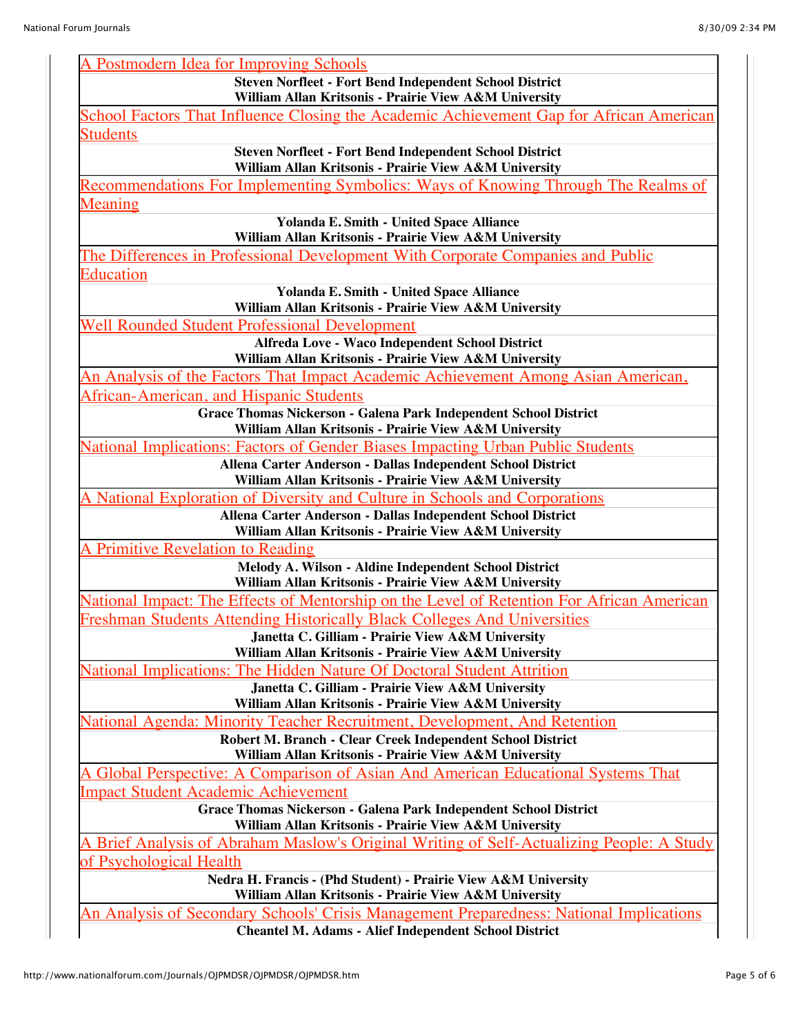A Postmodern Idea for Improving Schools

**Steven Norfleet - Fort Bend Independent School District**
**William Allan Kritsonis - Prairie View A&M University**

School Factors That Influence Closing the Academic Achievement Gap for African American Students

**Steven Norfleet - Fort Bend Independent School District**
**William Allan Kritsonis - Prairie View A&M University**

Recommendations For Implementing Symbolics: Ways of Knowing Through The Realms of Meaning

**Yolanda E. Smith - United Space Alliance**
**William Allan Kritsonis - Prairie View A&M University**

The Differences in Professional Development With Corporate Companies and Public Education

**Yolanda E. Smith - United Space Alliance**
**William Allan Kritsonis - Prairie View A&M University**

Well Rounded Student Professional Development

**Alfreda Love - Waco Independent School District**
**William Allan Kritsonis - Prairie View A&M University**

An Analysis of the Factors That Impact Academic Achievement Among Asian American, African-American, and Hispanic Students

**Grace Thomas Nickerson - Galena Park Independent School District**
**William Allan Kritsonis - Prairie View A&M University**

National Implications: Factors of Gender Biases Impacting Urban Public Students

**Allena Carter Anderson - Dallas Independent School District**
**William Allan Kritsonis - Prairie View A&M University**

A National Exploration of Diversity and Culture in Schools and Corporations

**Allena Carter Anderson - Dallas Independent School District**
**William Allan Kritsonis - Prairie View A&M University**

A Primitive Revelation to Reading

**Melody A. Wilson - Aldine Independent School District**
**William Allan Kritsonis - Prairie View A&M University**

National Impact: The Effects of Mentorship on the Level of Retention For African American Freshman Students Attending Historically Black Colleges And Universities

**Janetta C. Gilliam - Prairie View A&M University**
**William Allan Kritsonis - Prairie View A&M University**

National Implications: The Hidden Nature Of Doctoral Student Attrition

**Janetta C. Gilliam - Prairie View A&M University**
**William Allan Kritsonis - Prairie View A&M University**

National Agenda: Minority Teacher Recruitment, Development, And Retention

**Robert M. Branch - Clear Creek Independent School District**
**William Allan Kritsonis - Prairie View A&M University**

A Global Perspective: A Comparison of Asian And American Educational Systems That Impact Student Academic Achievement

**Grace Thomas Nickerson - Galena Park Independent School District**
**William Allan Kritsonis - Prairie View A&M University**

A Brief Analysis of Abraham Maslow's Original Writing of Self-Actualizing People: A Study of Psychological Health

**Nedra H. Francis - (Phd Student) - Prairie View A&M University**
**William Allan Kritsonis - Prairie View A&M University**

An Analysis of Secondary Schools' Crisis Management Preparedness: National Implications

**Cheantel M. Adams - Alief Independent School District**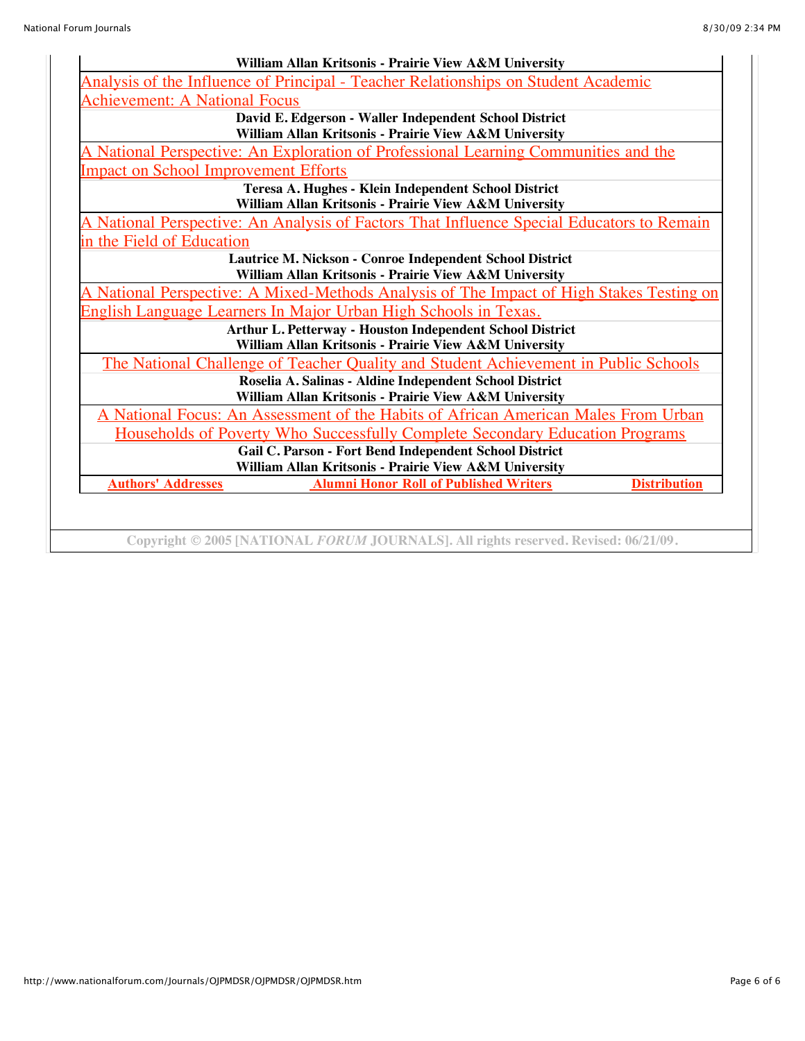**William Allan Kritsonis - Prairie View A&M University**

Analysis of the Influence of Principal - Teacher Relationships on Student Academic Achievement: A National Focus

**David E. Edgerson - Waller Independent School District**
**William Allan Kritsonis - Prairie View A&M University**

A National Perspective: An Exploration of Professional Learning Communities and the Impact on School Improvement Efforts

**Teresa A. Hughes - Klein Independent School District**
**William Allan Kritsonis - Prairie View A&M University**

A National Perspective: An Analysis of Factors That Influence Special Educators to Remain in the Field of Education

**Lautrice M. Nickson - Conroe Independent School District**
**William Allan Kritsonis - Prairie View A&M University**

A National Perspective: A Mixed-Methods Analysis of The Impact of High Stakes Testing on English Language Learners In Major Urban High Schools in Texas.

**Arthur L. Petterway - Houston Independent School District**
**William Allan Kritsonis - Prairie View A&M University**

The National Challenge of Teacher Quality and Student Achievement in Public Schools

**Roselia A. Salinas - Aldine Independent School District**
**William Allan Kritsonis - Prairie View A&M University**

A National Focus: An Assessment of the Habits of African American Males From Urban Households of Poverty Who Successfully Complete Secondary Education Programs

**Gail C. Parson - Fort Bend Independent School District**
**William Allan Kritsonis - Prairie View A&M University**

**Authors' Addresses** | **Alumni Honor Roll of Published Writers** | **Distribution**

Copyright © 2005 [NATIONAL *FORUM* JOURNALS]. All rights reserved. Revised: 06/21/09.